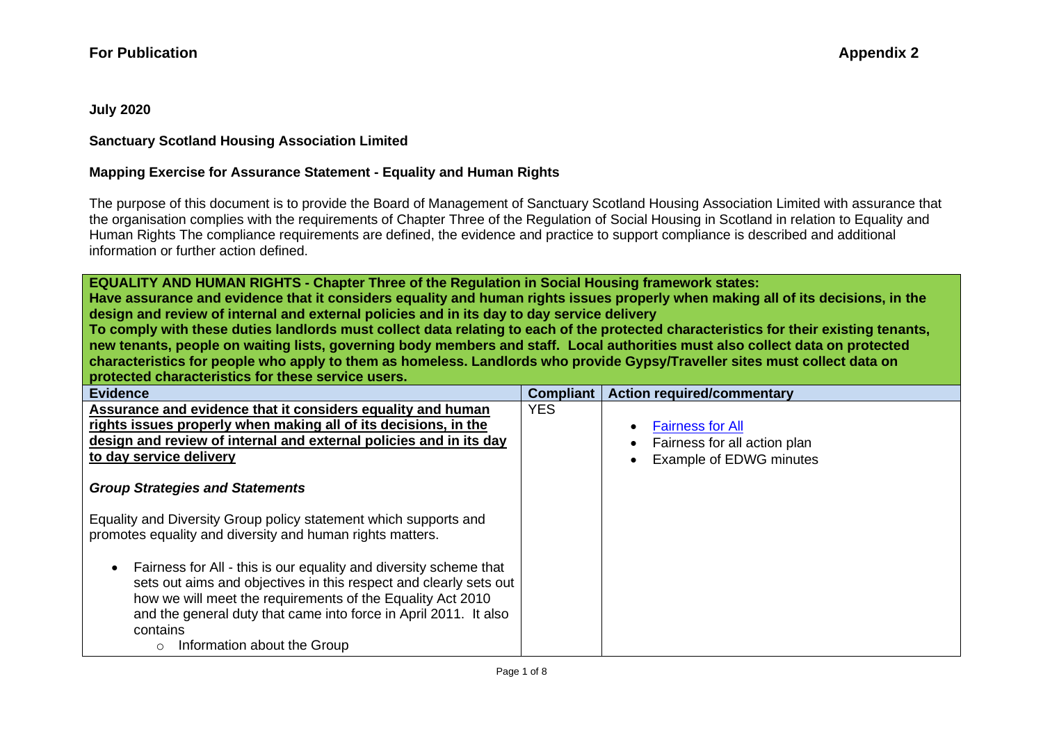**For Publication** **Appendix 2**

**July 2020**

**Sanctuary Scotland Housing Association Limited**

**Mapping Exercise for Assurance Statement - Equality and Human Rights**

The purpose of this document is to provide the Board of Management of Sanctuary Scotland Housing Association Limited with assurance that the organisation complies with the requirements of Chapter Three of the Regulation of Social Housing in Scotland in relation to Equality and Human Rights The compliance requirements are defined, the evidence and practice to support compliance is described and additional information or further action defined.

**EQUALITY AND HUMAN RIGHTS - Chapter Three of the Regulation in Social Housing framework states:**
**Have assurance and evidence that it considers equality and human rights issues properly when making all of its decisions, in the design and review of internal and external policies and in its day to day service delivery**
**To comply with these duties landlords must collect data relating to each of the protected characteristics for their existing tenants, new tenants, people on waiting lists, governing body members and staff. Local authorities must also collect data on protected characteristics for people who apply to them as homeless. Landlords who provide Gypsy/Traveller sites must collect data on protected characteristics for these service users.**

| Evidence | Compliant | Action required/commentary |
|---|---|---|
| **Assurance and evidence that it considers equality and human rights issues properly when making all of its decisions, in the design and review of internal and external policies and in its day to day service delivery**<br><br>***Group Strategies and Statements***<br><br>Equality and Diversity Group policy statement which supports and promotes equality and diversity and human rights matters.<br><br>• Fairness for All - this is our equality and diversity scheme that sets out aims and objectives in this respect and clearly sets out how we will meet the requirements of the Equality Act 2010 and the general duty that came into force in April 2011. It also contains<br>&nbsp;&nbsp;&nbsp;&nbsp;○ Information about the Group | YES | • Fairness for All<br>• Fairness for all action plan<br>• Example of EDWG minutes |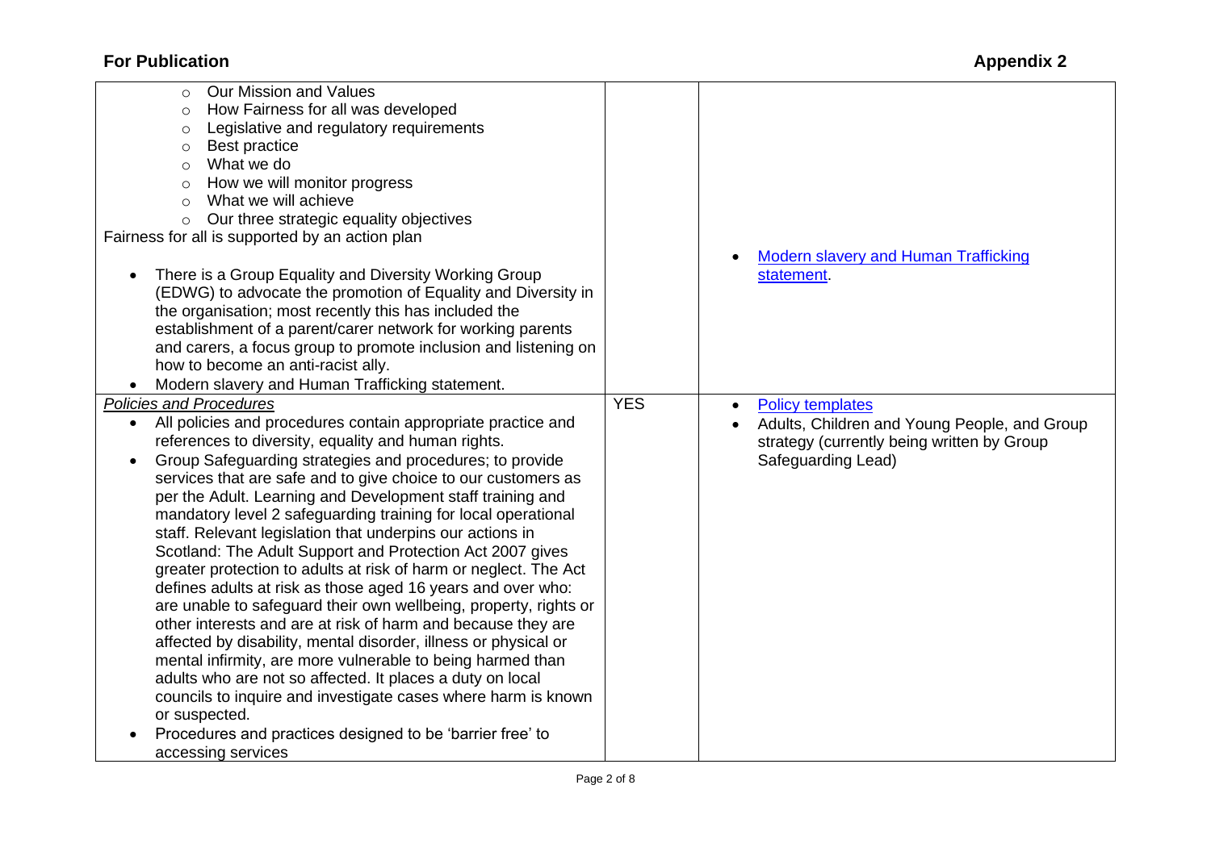| | | |
|---|---|---|
| ◦ Our Mission and Values<br>◦ How Fairness for all was developed<br>◦ Legislative and regulatory requirements<br>◦ Best practice<br>◦ What we do<br>◦ How we will monitor progress<br>◦ What we will achieve<br>◦ Our three strategic equality objectives<br>Fairness for all is supported by an action plan<br><br>• There is a Group Equality and Diversity Working Group (EDWG) to advocate the promotion of Equality and Diversity in the organisation; most recently this has included the establishment of a parent/carer network for working parents and carers, a focus group to promote inclusion and listening on how to become an anti-racist ally.<br>• Modern slavery and Human Trafficking statement. | | • Modern slavery and Human Trafficking statement. |
| *Policies and Procedures*<br>• All policies and procedures contain appropriate practice and references to diversity, equality and human rights.<br>• Group Safeguarding strategies and procedures; to provide services that are safe and to give choice to our customers as per the Adult. Learning and Development staff training and mandatory level 2 safeguarding training for local operational staff. Relevant legislation that underpins our actions in Scotland: The Adult Support and Protection Act 2007 gives greater protection to adults at risk of harm or neglect. The Act defines adults at risk as those aged 16 years and over who: are unable to safeguard their own wellbeing, property, rights or other interests and are at risk of harm and because they are affected by disability, mental disorder, illness or physical or mental infirmity, are more vulnerable to being harmed than adults who are not so affected. It places a duty on local councils to inquire and investigate cases where harm is known or suspected.<br>• Procedures and practices designed to be 'barrier free' to accessing services | YES | • Policy templates<br>• Adults, Children and Young People, and Group strategy (currently being written by Group Safeguarding Lead) |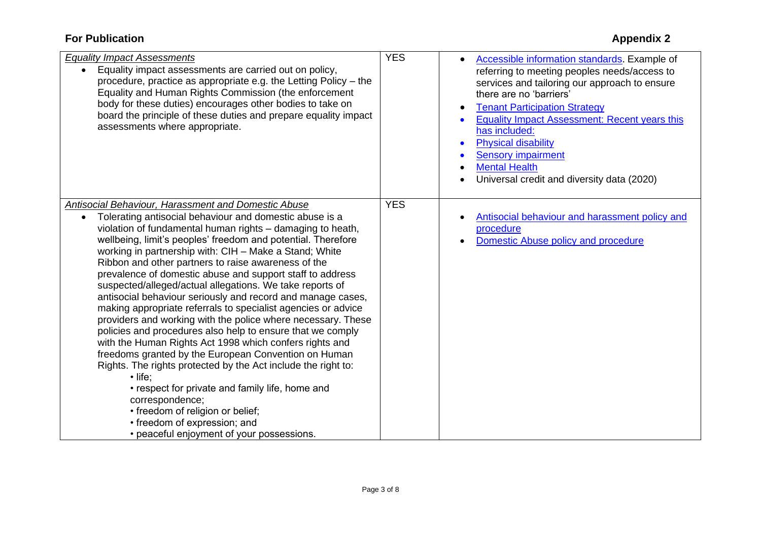**For Publication** **Appendix 2**

| | | |
|---|---|---|
| *Equality Impact Assessments*<br>• Equality impact assessments are carried out on policy, procedure, practice as appropriate e.g. the Letting Policy – the Equality and Human Rights Commission (the enforcement body for these duties) encourages other bodies to take on board the principle of these duties and prepare equality impact assessments where appropriate. | YES | • Accessible information standards. Example of referring to meeting peoples needs/access to services and tailoring our approach to ensure there are no 'barriers'<br>• Tenant Participation Strategy<br>• Equality Impact Assessment: Recent years this has included:<br>• Physical disability<br>• Sensory impairment<br>• Mental Health<br>• Universal credit and diversity data (2020) |
| *Antisocial Behaviour, Harassment and Domestic Abuse*<br>• Tolerating antisocial behaviour and domestic abuse is a violation of fundamental human rights – damaging to heath, wellbeing, limit's peoples' freedom and potential. Therefore working in partnership with: CIH – Make a Stand; White Ribbon and other partners to raise awareness of the prevalence of domestic abuse and support staff to address suspected/alleged/actual allegations. We take reports of antisocial behaviour seriously and record and manage cases, making appropriate referrals to specialist agencies or advice providers and working with the police where necessary. These policies and procedures also help to ensure that we comply with the Human Rights Act 1998 which confers rights and freedoms granted by the European Convention on Human Rights. The rights protected by the Act include the right to:<br>• life;<br>• respect for private and family life, home and correspondence;<br>• freedom of religion or belief;<br>• freedom of expression; and<br>• peaceful enjoyment of your possessions. | YES | • Antisocial behaviour and harassment policy and procedure<br>• Domestic Abuse policy and procedure |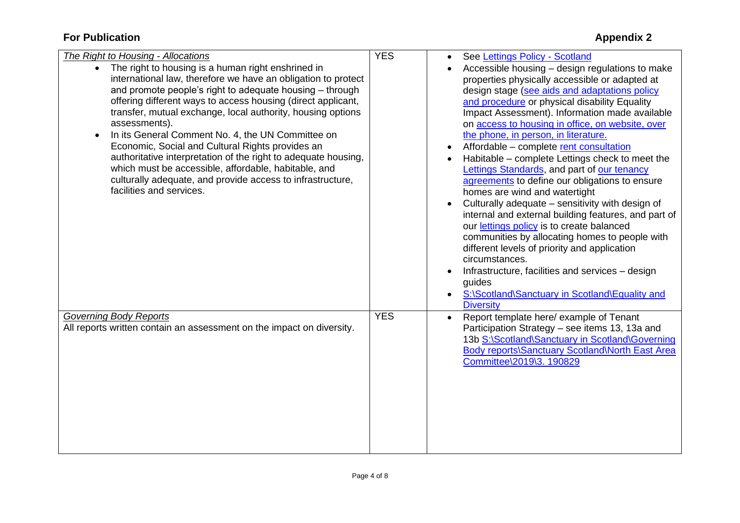| | | |
|---|---|---|
| *The Right to Housing - Allocations*<br>• The right to housing is a human right enshrined in international law, therefore we have an obligation to protect and promote people's right to adequate housing – through offering different ways to access housing (direct applicant, transfer, mutual exchange, local authority, housing options assessments).<br>• In its General Comment No. 4, the UN Committee on Economic, Social and Cultural Rights provides an authoritative interpretation of the right to adequate housing, which must be accessible, affordable, habitable, and culturally adequate, and provide access to infrastructure, facilities and services. | YES | • See Lettings Policy - Scotland<br>• Accessible housing – design regulations to make properties physically accessible or adapted at design stage (see aids and adaptations policy and procedure or physical disability Equality Impact Assessment). Information made available on access to housing in office, on website, over the phone, in person, in literature.<br>• Affordable – complete rent consultation<br>• Habitable – complete Lettings check to meet the Lettings Standards, and part of our tenancy agreements to define our obligations to ensure homes are wind and watertight<br>• Culturally adequate – sensitivity with design of internal and external building features, and part of our lettings policy is to create balanced communities by allocating homes to people with different levels of priority and application circumstances.<br>• Infrastructure, facilities and services – design guides<br>• S:\Scotland\Sanctuary in Scotland\Equality and Diversity |
| *Governing Body Reports*<br>All reports written contain an assessment on the impact on diversity. | YES | • Report template here/ example of Tenant Participation Strategy – see items 13, 13a and 13b S:\Scotland\Sanctuary in Scotland\Governing Body reports\Sanctuary Scotland\North East Area Committee\2019\3. 190829 |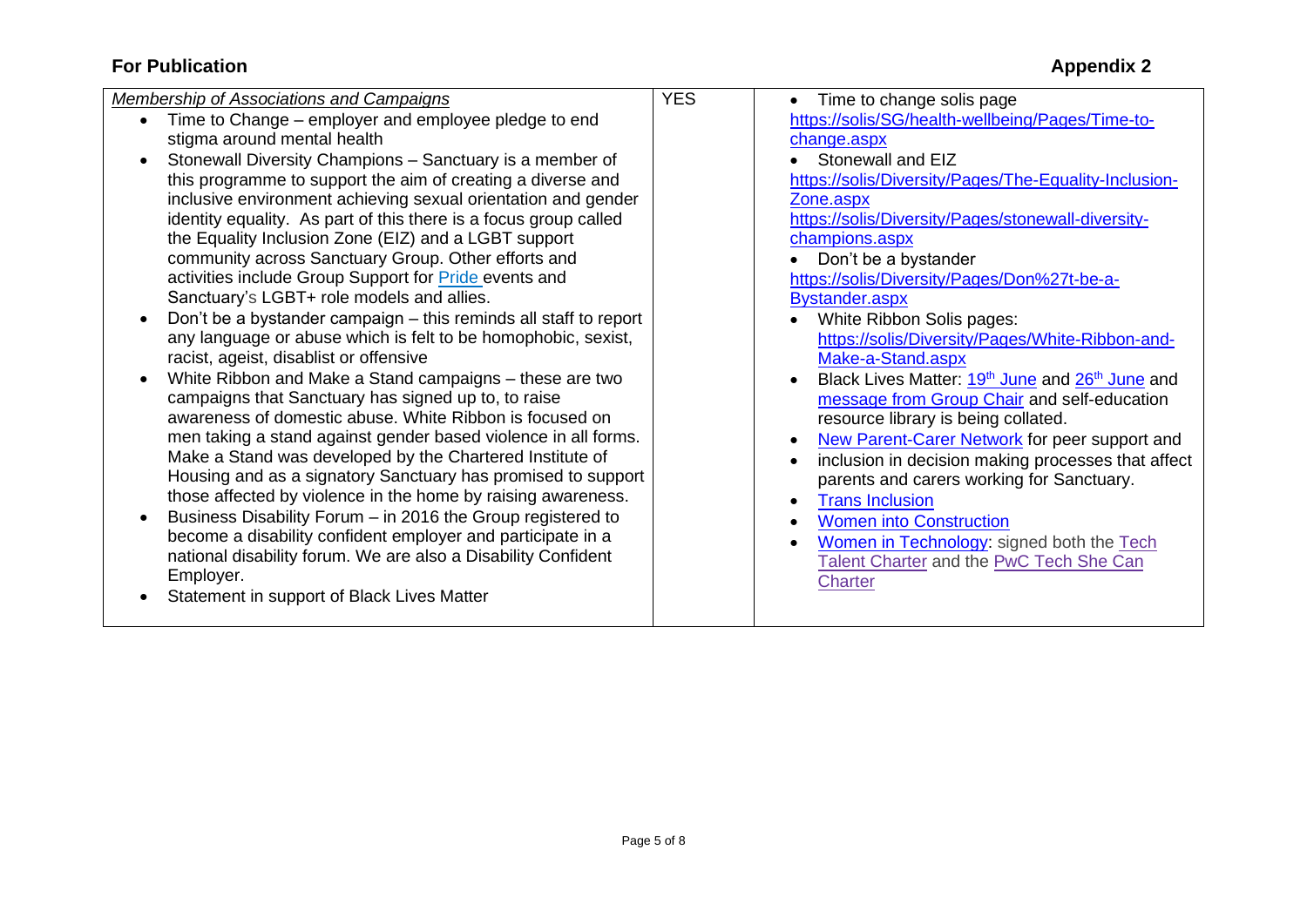**For Publication** **Appendix 2**

| | | |
|---|---|---|
| *Membership of Associations and Campaigns*<br>• Time to Change – employer and employee pledge to end stigma around mental health<br>• Stonewall Diversity Champions – Sanctuary is a member of this programme to support the aim of creating a diverse and inclusive environment achieving sexual orientation and gender identity equality. As part of this there is a focus group called the Equality Inclusion Zone (EIZ) and a LGBT support community across Sanctuary Group. Other efforts and activities include Group Support for Pride events and Sanctuary's LGBT+ role models and allies.<br>• Don't be a bystander campaign – this reminds all staff to report any language or abuse which is felt to be homophobic, sexist, racist, ageist, disablist or offensive<br>• White Ribbon and Make a Stand campaigns – these are two campaigns that Sanctuary has signed up to, to raise awareness of domestic abuse. White Ribbon is focused on men taking a stand against gender based violence in all forms. Make a Stand was developed by the Chartered Institute of Housing and as a signatory Sanctuary has promised to support those affected by violence in the home by raising awareness.<br>• Business Disability Forum – in 2016 the Group registered to become a disability confident employer and participate in a national disability forum. We are also a Disability Confident Employer.<br>• Statement in support of Black Lives Matter | YES | • Time to change solis page https://solis/SG/health-wellbeing/Pages/Time-to-change.aspx<br>• Stonewall and EIZ https://solis/Diversity/Pages/The-Equality-Inclusion-Zone.aspx https://solis/Diversity/Pages/stonewall-diversity-champions.aspx<br>• Don't be a bystander https://solis/Diversity/Pages/Don%27t-be-a-Bystander.aspx<br>• White Ribbon Solis pages: https://solis/Diversity/Pages/White-Ribbon-and-Make-a-Stand.aspx<br>• Black Lives Matter: 19th June and 26th June and message from Group Chair and self-education resource library is being collated.<br>• New Parent-Carer Network for peer support and<br>• inclusion in decision making processes that affect parents and carers working for Sanctuary.<br>• Trans Inclusion<br>• Women into Construction<br>• Women in Technology: signed both the Tech Talent Charter and the PwC Tech She Can Charter |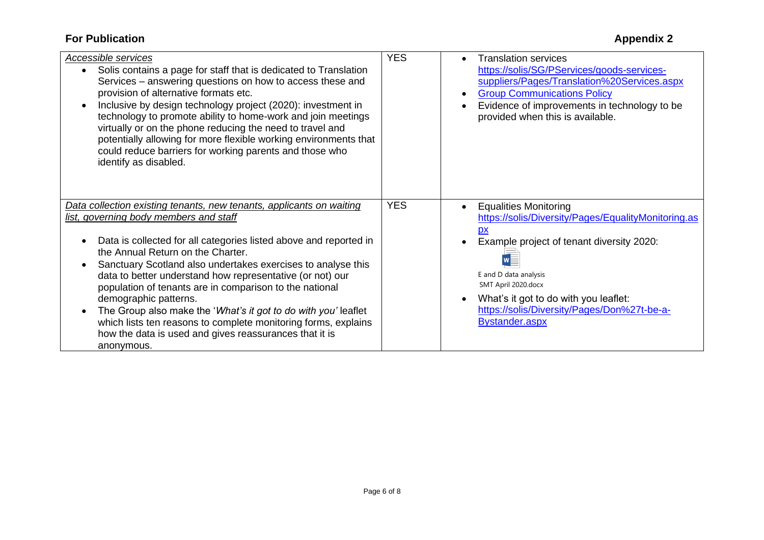**For Publication** **Appendix 2**

| | | |
|---|---|---|
| *Accessible services*<br>• Solis contains a page for staff that is dedicated to Translation Services – answering questions on how to access these and provision of alternative formats etc.<br>• Inclusive by design technology project (2020): investment in technology to promote ability to home-work and join meetings virtually or on the phone reducing the need to travel and potentially allowing for more flexible working environments that could reduce barriers for working parents and those who identify as disabled. | YES | • Translation services https://solis/SG/PServices/goods-services-suppliers/Pages/Translation%20Services.aspx<br>• Group Communications Policy<br>• Evidence of improvements in technology to be provided when this is available. |
| *Data collection existing tenants, new tenants, applicants on waiting list, governing body members and staff*<br><br>• Data is collected for all categories listed above and reported in the Annual Return on the Charter.<br>• Sanctuary Scotland also undertakes exercises to analyse this data to better understand how representative (or not) our population of tenants are in comparison to the national demographic patterns.<br>• The Group also make the '*What's it got to do with you'* leaflet which lists ten reasons to complete monitoring forms, explains how the data is used and gives reassurances that it is anonymous. | YES | • Equalities Monitoring https://solis/Diversity/Pages/EqualityMonitoring.aspx<br>• Example project of tenant diversity 2020: E and D data analysis SMT April 2020.docx<br>• What's it got to do with you leaflet: https://solis/Diversity/Pages/Don%27t-be-a-Bystander.aspx |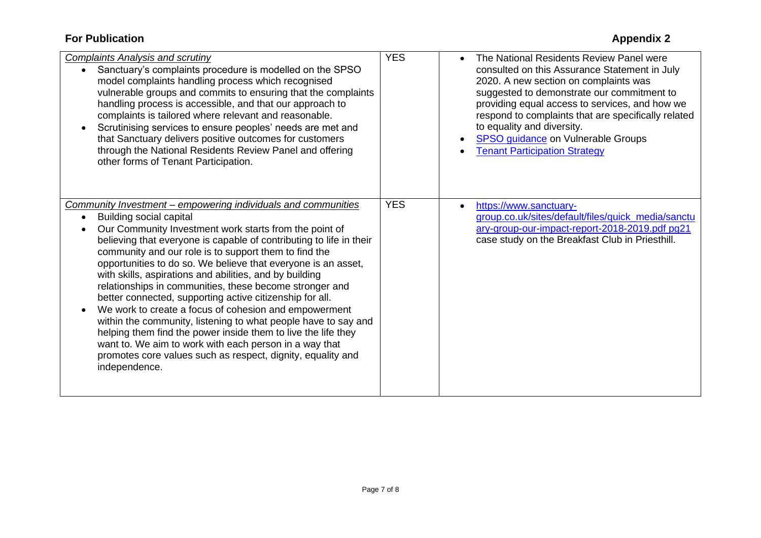**For Publication** **Appendix 2**

| | | |
|---|---|---|
| *Complaints Analysis and scrutiny*<br>• Sanctuary's complaints procedure is modelled on the SPSO model complaints handling process which recognised vulnerable groups and commits to ensuring that the complaints handling process is accessible, and that our approach to complaints is tailored where relevant and reasonable.<br>• Scrutinising services to ensure peoples' needs are met and that Sanctuary delivers positive outcomes for customers through the National Residents Review Panel and offering other forms of Tenant Participation. | YES | • The National Residents Review Panel were consulted on this Assurance Statement in July 2020. A new section on complaints was suggested to demonstrate our commitment to providing equal access to services, and how we respond to complaints that are specifically related to equality and diversity.<br>• SPSO guidance on Vulnerable Groups<br>• Tenant Participation Strategy |
| *Community Investment – empowering individuals and communities*<br>• Building social capital<br>• Our Community Investment work starts from the point of believing that everyone is capable of contributing to life in their community and our role is to support them to find the opportunities to do so. We believe that everyone is an asset, with skills, aspirations and abilities, and by building relationships in communities, these become stronger and better connected, supporting active citizenship for all.<br>• We work to create a focus of cohesion and empowerment within the community, listening to what people have to say and helping them find the power inside them to live the life they want to. We aim to work with each person in a way that promotes core values such as respect, dignity, equality and independence. | YES | • https://www.sanctuary-group.co.uk/sites/default/files/quick_media/sanctuary-group-our-impact-report-2018-2019.pdf pg21 case study on the Breakfast Club in Priesthill. |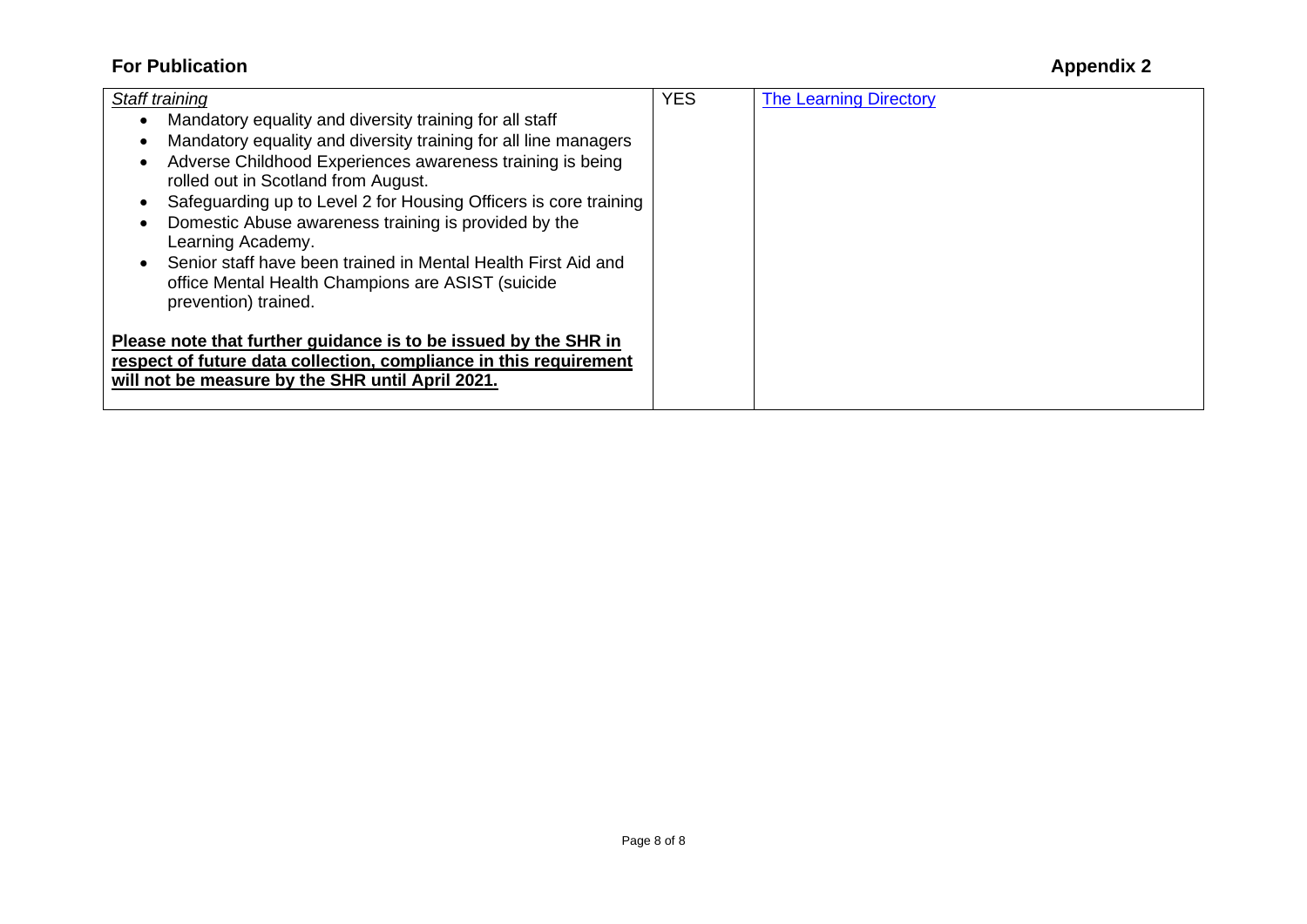| | | |
|---|---|---|
| *Staff training*<br>• Mandatory equality and diversity training for all staff<br>• Mandatory equality and diversity training for all line managers<br>• Adverse Childhood Experiences awareness training is being rolled out in Scotland from August.<br>• Safeguarding up to Level 2 for Housing Officers is core training<br>• Domestic Abuse awareness training is provided by the Learning Academy.<br>• Senior staff have been trained in Mental Health First Aid and office Mental Health Champions are ASIST (suicide prevention) trained.<br><br>**Please note that further guidance is to be issued by the SHR in respect of future data collection, compliance in this requirement will not be measure by the SHR until April 2021.** | YES | The Learning Directory |